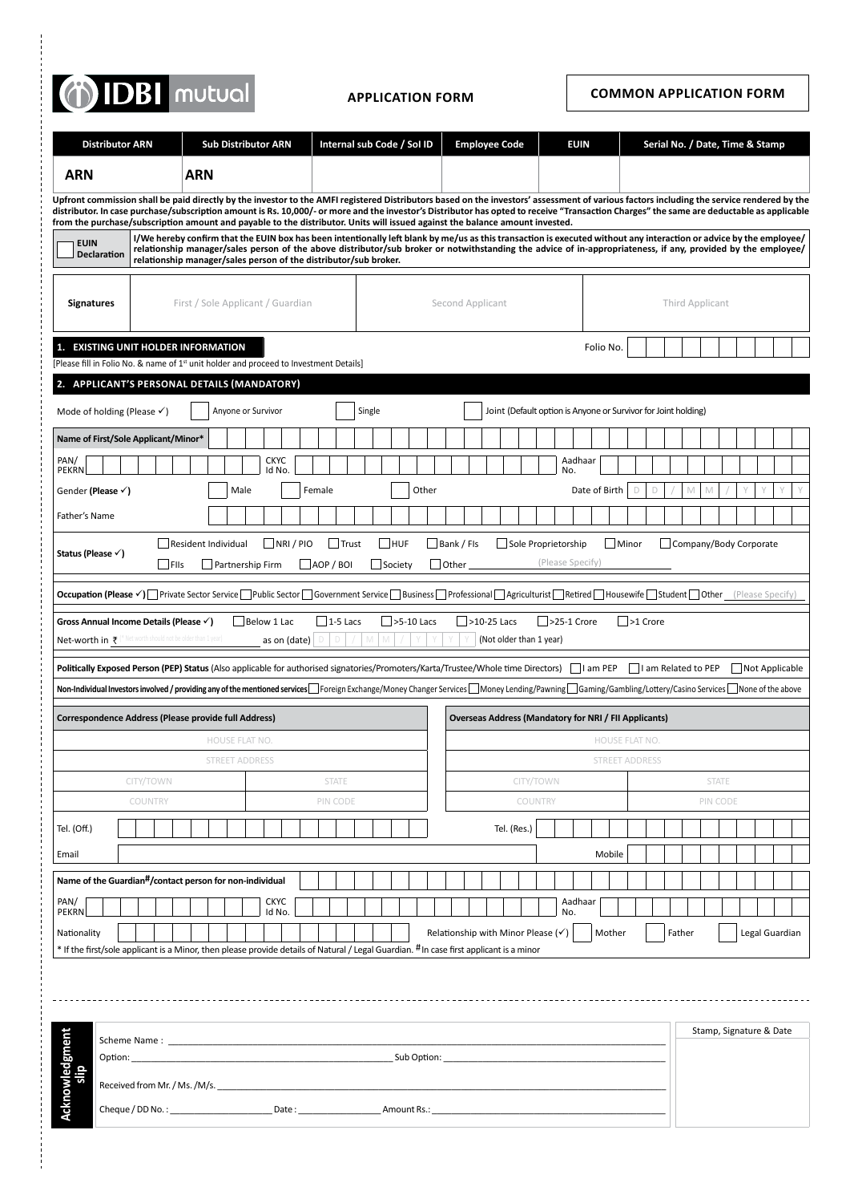IDBI mutual

**APPLICATION FORM**

**COMMON APPLICATION FORM**

| Distributor ARN | Sub Distributor ARN | Internal sub Code / SoI ID | Employee Code | EUIN | Serial No. / Date, Time & Stamp |
|---|---|---|---|---|---|
| ARN | ARN | | | | |

**Upfront commission shall be paid directly by the investor to the AMFI registered Distributors based on the investors' assessment of various factors including the service rendered by the distributor. In case purchase/subscription amount is Rs. 10,000/- or more and the investor's Distributor has opted to receive "Transaction Charges" the same are deductable as applicable from the purchase/subscription amount and payable to the distributor. Units will issued against the balance amount invested.**

| EUIN Declaration | I/We hereby confirm that the EUIN box has been intentionally left blank by me/us as this transaction is executed without any interaction or advice by the employee/ relationship manager/sales person of the above distributor/sub broker or notwithstanding the advice of in-appropriateness, if any, provided by the employee/ relationship manager/sales person of the distributor/sub broker. |
|---|---|

| Signatures | First / Sole Applicant / Guardian | Second Applicant | Third Applicant |
|---|---|---|---|
| | | | |

## 1. EXISTING UNIT HOLDER INFORMATION

Folio No.

[Please fill in Folio No. & name of 1st unit holder and proceed to Investment Details]

## 2. APPLICANT'S PERSONAL DETAILS (MANDATORY)

Mode of holding (Please ✓) ☐ Anyone or Survivor ☐ Single ☐ Joint (Default option is Anyone or Survivor for Joint holding)

**Name of First/Sole Applicant/Minor***

PAN/ PEKRN | CKYC Id No. | Aadhaar No.

Gender **(Please ✓)** ☐ Male ☐ Female ☐ Other | Date of Birth D D / M M / Y Y Y Y

Father's Name

**Status (Please ✓)** ☐ Resident Individual ☐ NRI / PIO ☐ Trust ☐ HUF ☐ Bank / FIs ☐ Sole Proprietorship ☐ Minor ☐ Company/Body Corporate ☐ FIIs ☐ Partnership Firm ☐ AOP / BOI ☐ Society ☐ Other ______ (Please Specify)

**Occupation (Please ✓)** ☐ Private Sector Service ☐ Public Sector ☐ Government Service ☐ Business ☐ Professional ☐ Agriculturist ☐ Retired ☐ Housewife ☐ Student ☐ Other (Please Specify)

**Gross Annual Income Details (Please ✓)** ☐ Below 1 Lac ☐ 1-5 Lacs ☐ >5-10 Lacs ☐ >10-25 Lacs ☐ >25-1 Crore ☐ >1 Crore

Net-worth in ₹ (Net worth should not be older than 1 year) as on (date) D D / M M / Y Y Y Y (Not older than 1 year)

**Politically Exposed Person (PEP) Status** (Also applicable for authorised signatories/Promoters/Karta/Trustee/Whole time Directors) ☐ I am PEP ☐ I am Related to PEP ☐ Not Applicable

**Non-Individual Investors involved / providing any of the mentioned services** ☐ Foreign Exchange/Money Changer Services ☐ Money Lending/Pawning ☐ Gaming/Gambling/Lottery/Casino Services ☐ None of the above

| Correspondence Address (Please provide full Address) | | Overseas Address (Mandatory for NRI / FII Applicants) | |
|---|---|---|---|
| HOUSE FLAT NO. | | HOUSE FLAT NO. | |
| STREET ADDRESS | | STREET ADDRESS | |
| CITY/TOWN | STATE | CITY/TOWN | STATE |
| COUNTRY | PIN CODE | COUNTRY | PIN CODE |

Tel. (Off.) | Tel. (Res.)

Email | Mobile

**Name of the Guardian#/contact person for non-individual**

PAN/ PEKRN | CKYC Id No. | Aadhaar No.

Nationality | Relationship with Minor Please (✓) ☐ Mother ☐ Father ☐ Legal Guardian

* If the first/sole applicant is a Minor, then please provide details of Natural / Legal Guardian. # In case first applicant is a minor

---

**Acknowledgment slip**

Scheme Name : ______

Option: ______ Sub Option: ______

Received from Mr. / Ms. /M/s. ______

Cheque / DD No. : ______ Date : ______ Amount Rs.: ______

Stamp, Signature & Date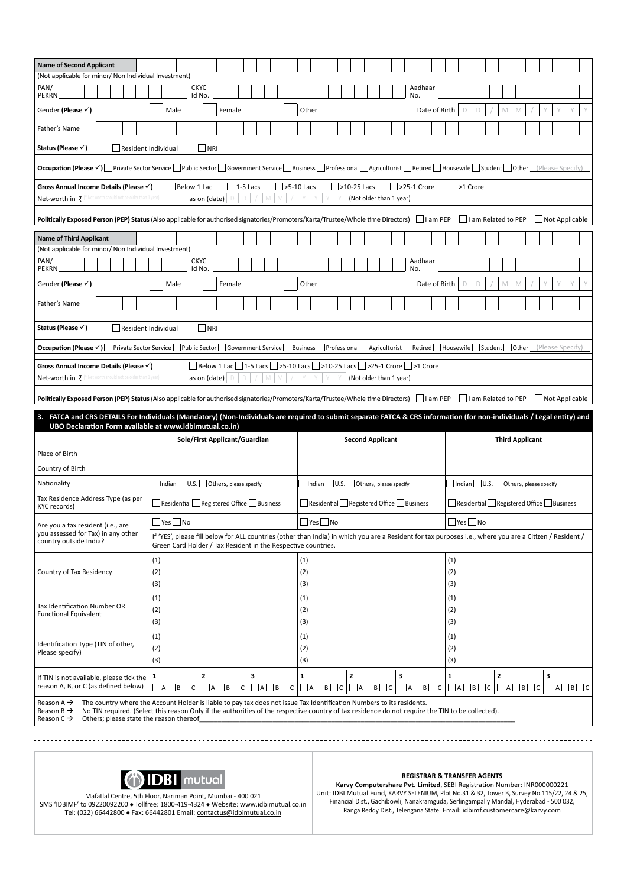**Name of Second Applicant**

(Not applicable for minor/ Non Individual Investment)

PAN/ PEKRN | CKYC Id No. | Aadhaar No.

Gender **(Please ✓)** ☐ Male ☐ Female ☐ Other Date of Birth D D / M M / Y Y Y Y

Father's Name

**Status (Please ✓)** ☐ Resident Individual ☐ NRI

**Occupation (Please ✓)** ☐ Private Sector Service ☐ Public Sector ☐ Government Service ☐ Business ☐ Professional ☐ Agriculturist ☐ Retired ☐ Housewife ☐ Student ☐ Other (Please Specify)

**Gross Annual Income Details (Please ✓)** ☐ Below 1 Lac ☐ 1-5 Lacs ☐ >5-10 Lacs ☐ >10-25 Lacs ☐ >25-1 Crore ☐ >1 Crore

Net-worth in ₹ (* Net worth should not be older than 1 year) as on (date) D D / M M / Y Y Y Y (Not older than 1 year)

**Politically Exposed Person (PEP) Status** (Also applicable for authorised signatories/Promoters/Karta/Trustee/Whole time Directors) ☐ I am PEP ☐ I am Related to PEP ☐ Not Applicable

**Name of Third Applicant**

(Not applicable for minor/ Non Individual Investment)

PAN/ PEKRN | CKYC Id No. | Aadhaar No.

Gender **(Please ✓)** ☐ Male ☐ Female ☐ Other Date of Birth D D / M M / Y Y Y Y

Father's Name

**Status (Please ✓)** ☐ Resident Individual ☐ NRI

**Occupation (Please ✓)** ☐ Private Sector Service ☐ Public Sector ☐ Government Service ☐ Business ☐ Professional ☐ Agriculturist ☐ Retired ☐ Housewife ☐ Student ☐ Other (Please Specify)

**Gross Annual Income Details (Please ✓)** ☐ Below 1 Lac ☐ 1-5 Lacs ☐ >5-10 Lacs ☐ >10-25 Lacs ☐ >25-1 Crore ☐ >1 Crore

Net-worth in ₹ (* Net worth should not be older than 1 year) as on (date) D D / M M / Y Y Y Y (Not older than 1 year)

**Politically Exposed Person (PEP) Status** (Also applicable for authorised signatories/Promoters/Karta/Trustee/Whole time Directors) ☐ I am PEP ☐ I am Related to PEP ☐ Not Applicable

## 3. FATCA and CRS DETAILS For Individuals (Mandatory) (Non-Individuals are required to submit separate FATCA & CRS information (for non-individuals / Legal entity) and UBO Declaration Form available at www.idbimutual.co.in)

| | Sole/First Applicant/Guardian | Second Applicant | Third Applicant |
|---|---|---|---|
| Place of Birth | | | |
| Country of Birth | | | |
| Nationality | ☐ Indian ☐ U.S. ☐ Others, please specify | ☐ Indian ☐ U.S. ☐ Others, please specify | ☐ Indian ☐ U.S. ☐ Others, please specify |
| Tax Residence Address Type (as per KYC records) | ☐ Residential ☐ Registered Office ☐ Business | ☐ Residential ☐ Registered Office ☐ Business | ☐ Residential ☐ Registered Office ☐ Business |
| Are you a tax resident (i.e., are you assessed for Tax) in any other country outside India? | ☐ Yes ☐ No | ☐ Yes ☐ No | ☐ Yes ☐ No |
| | If 'YES', please fill below for ALL countries (other than India) in which you are a Resident for tax purposes i.e., where you are a Citizen / Resident / Green Card Holder / Tax Resident in the Respective countries. | | |
| Country of Tax Residency | (1)<br>(2)<br>(3) | (1)<br>(2)<br>(3) | (1)<br>(2)<br>(3) |
| Tax Identification Number OR Functional Equivalent | (1)<br>(2)<br>(3) | (1)<br>(2)<br>(3) | (1)<br>(2)<br>(3) |
| Identification Type (TIN of other, Please specify) | (1)<br>(2)<br>(3) | (1)<br>(2)<br>(3) | (1)<br>(2)<br>(3) |
| If TIN is not available, please tick the reason A, B, or C (as defined below) | 1 ☐A ☐B ☐C 2 ☐A ☐B ☐C 3 ☐A ☐B ☐C | 1 ☐A ☐B ☐C 2 ☐A ☐B ☐C 3 ☐A ☐B ☐C | 1 ☐A ☐B ☐C 2 ☐A ☐B ☐C 3 ☐A ☐B ☐C |

Reason A → The country where the Account Holder is liable to pay tax does not issue Tax Identification Numbers to its residents.
Reason B → No TIN required. (Select this reason Only if the authorities of the respective country of tax residence do not require the TIN to be collected).
Reason C → Others; please state the reason thereof_______________

---

**IDBI mutual**

Mafatlal Centre, 5th Floor, Nariman Point, Mumbai - 400 021
SMS 'IDBIMF' to 09220092200 • Tollfree: 1800-419-4324 • Website: www.idbimutual.co.in
Tel: (022) 66442800 • Fax: 66442801 Email: contactus@idbimutual.co.in

**REGISTRAR & TRANSFER AGENTS**

**Karvy Computershare Pvt. Limited**, SEBI Registration Number: INR000000221
Unit: IDBI Mutual Fund, KARVY SELENIUM, Plot No.31 & 32, Tower B, Survey No.115/22, 24 & 25, Financial Dist., Gachibowli, Nanakramguda, Serlingampally Mandal, Hyderabad - 500 032, Ranga Reddy Dist., Telengana State. Email: idbimf.customercare@karvy.com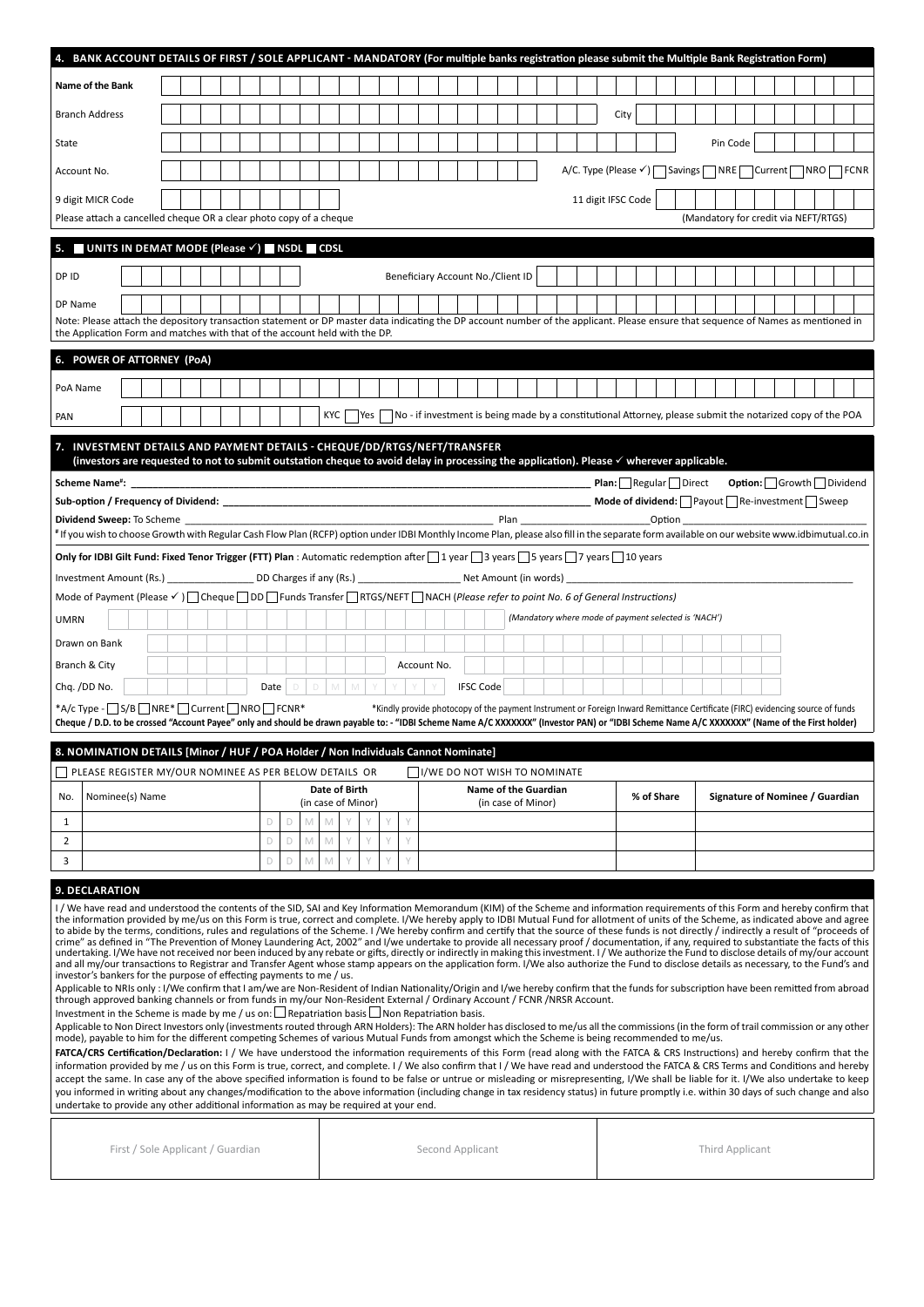## 4. BANK ACCOUNT DETAILS OF FIRST / SOLE APPLICANT - MANDATORY (For multiple banks registration please submit the Multiple Bank Registration Form)

| | |
|---|---|
| Name of the Bank | |
| Branch Address | City |
| State | Pin Code |
| Account No. | A/C. Type (Please ✓) ☐ Savings ☐ NRE ☐ Current ☐ NRO ☐ FCNR |
| 9 digit MICR Code | 11 digit IFSC Code |

Please attach a cancelled cheque OR a clear photo copy of a cheque (Mandatory for credit via NEFT/RTGS)

## 5. ☐ UNITS IN DEMAT MODE (Please ✓) ☐ NSDL ☐ CDSL

| | |
|---|---|
| DP ID | Beneficiary Account No./Client ID |
| DP Name | |

Note: Please attach the depository transaction statement or DP master data indicating the DP account number of the applicant. Please ensure that sequence of Names as mentioned in the Application Form and matches with that of the account held with the DP.

## 6. POWER OF ATTORNEY (PoA)

| | |
|---|---|
| PoA Name | |
| PAN | KYC ☐ Yes ☐ No - if investment is being made by a constitutional Attorney, please submit the notarized copy of the POA |

## 7. INVESTMENT DETAILS AND PAYMENT DETAILS - CHEQUE/DD/RTGS/NEFT/TRANSFER

**(investors are requested to not to submit outstation cheque to avoid delay in processing the application). Please ✓ wherever applicable.**

**Scheme Name[#]:** ____________ **Plan:** ☐ Regular ☐ Direct **Option:** ☐ Growth ☐ Dividend

**Sub-option / Frequency of Dividend:** ____________ **Mode of dividend:** ☐ Payout ☐ Re-investment ☐ Sweep

**Dividend Sweep:** To Scheme ____________ Plan ____________ Option ____________

[#] If you wish to choose Growth with Regular Cash Flow Plan (RCFP) option under IDBI Monthly Income Plan, please also fill in the separate form available on our website www.idbimutual.co.in

**Only for IDBI Gilt Fund: Fixed Tenor Trigger (FTT) Plan** : Automatic redemption after ☐ 1 year ☐ 3 years ☐ 5 years ☐ 7 years ☐ 10 years

Investment Amount (Rs.) ____________ DD Charges if any (Rs.) ____________ Net Amount (in words) ____________

Mode of Payment (Please ✓ ) ☐ Cheque ☐ DD ☐ Funds Transfer ☐ RTGS/NEFT ☐ NACH (*Please refer to point No. 6 of General Instructions*)

UMRN ____________ *(Mandatory where mode of payment selected is 'NACH')*

| | |
|---|---|
| Drawn on Bank | |
| Branch & City | Account No. |
| Chq. /DD No. | Date D D M M Y Y Y Y IFSC Code |

*A/c Type - ☐ S/B ☐ NRE* ☐ Current ☐ NRO ☐ FCNR* *Kindly provide photocopy of the payment Instrument or Foreign Inward Remittance Certificate (FIRC) evidencing source of funds

**Cheque / D.D. to be crossed "Account Payee" only and should be drawn payable to: - "IDBI Scheme Name A/C XXXXXXX" (Investor PAN) or "IDBI Scheme Name A/C XXXXXXX" (Name of the First holder)**

## 8. NOMINATION DETAILS [Minor / HUF / POA Holder / Non Individuals Cannot Nominate]

☐ PLEASE REGISTER MY/OUR NOMINEE AS PER BELOW DETAILS OR ☐ I/WE DO NOT WISH TO NOMINATE

| No. | Nominee(s) Name | Date of Birth (in case of Minor) | Name of the Guardian (in case of Minor) | % of Share | Signature of Nominee / Guardian |
|---|---|---|---|---|---|
| 1 | | D D M M Y Y Y Y | | | |
| 2 | | D D M M Y Y Y Y | | | |
| 3 | | D D M M Y Y Y Y | | | |

## 9. DECLARATION

I / We have read and understood the contents of the SID, SAI and Key Information Memorandum (KIM) of the Scheme and information requirements of this Form and hereby confirm that the information provided by me/us on this Form is true, correct and complete. I/We hereby apply to IDBI Mutual Fund for allotment of units of the Scheme, as indicated above and agree to abide by the terms, conditions, rules and regulations of the Scheme. I /We hereby confirm and certify that the source of these funds is not directly / indirectly a result of "proceeds of crime" as defined in "The Prevention of Money Laundering Act, 2002" and I/we undertake to provide all necessary proof / documentation, if any, required to substantiate the facts of this undertaking. I/We have not received nor been induced by any rebate or gifts, directly or indirectly in making this investment. I / We authorize the Fund to disclose details of my/our account and all my/our transactions to Registrar and Transfer Agent whose stamp appears on the application form. I/We also authorize the Fund to disclose details as necessary, to the Fund's and investor's bankers for the purpose of effecting payments to me / us.

Applicable to NRIs only : I/We confirm that I am/we are Non-Resident of Indian Nationality/Origin and I/we hereby confirm that the funds for subscription have been remitted from abroad through approved banking channels or from funds in my/our Non-Resident External / Ordinary Account / FCNR /NRSR Account.

Investment in the Scheme is made by me / us on: ☐ Repatriation basis ☐ Non Repatriation basis.

Applicable to Non Direct Investors only (investments routed through ARN Holders): The ARN holder has disclosed to me/us all the commissions (in the form of trail commission or any other mode), payable to him for the different competing Schemes of various Mutual Funds from amongst which the Scheme is being recommended to me/us.

**FATCA/CRS Certification/Declaration:** I / We have understood the information requirements of this Form (read along with the FATCA & CRS Instructions) and hereby confirm that the information provided by me / us on this Form is true, correct, and complete. I / We also confirm that I / We have read and understood the FATCA & CRS Terms and Conditions and hereby accept the same. In case any of the above specified information is found to be false or untrue or misleading or misrepresenting, I/We shall be liable for it. I/We also undertake to keep you informed in writing about any changes/modification to the above information (including change in tax residency status) in future promptly i.e. within 30 days of such change and also undertake to provide any other additional information as may be required at your end.

| First / Sole Applicant / Guardian | Second Applicant | Third Applicant |
|---|---|---|
| | | |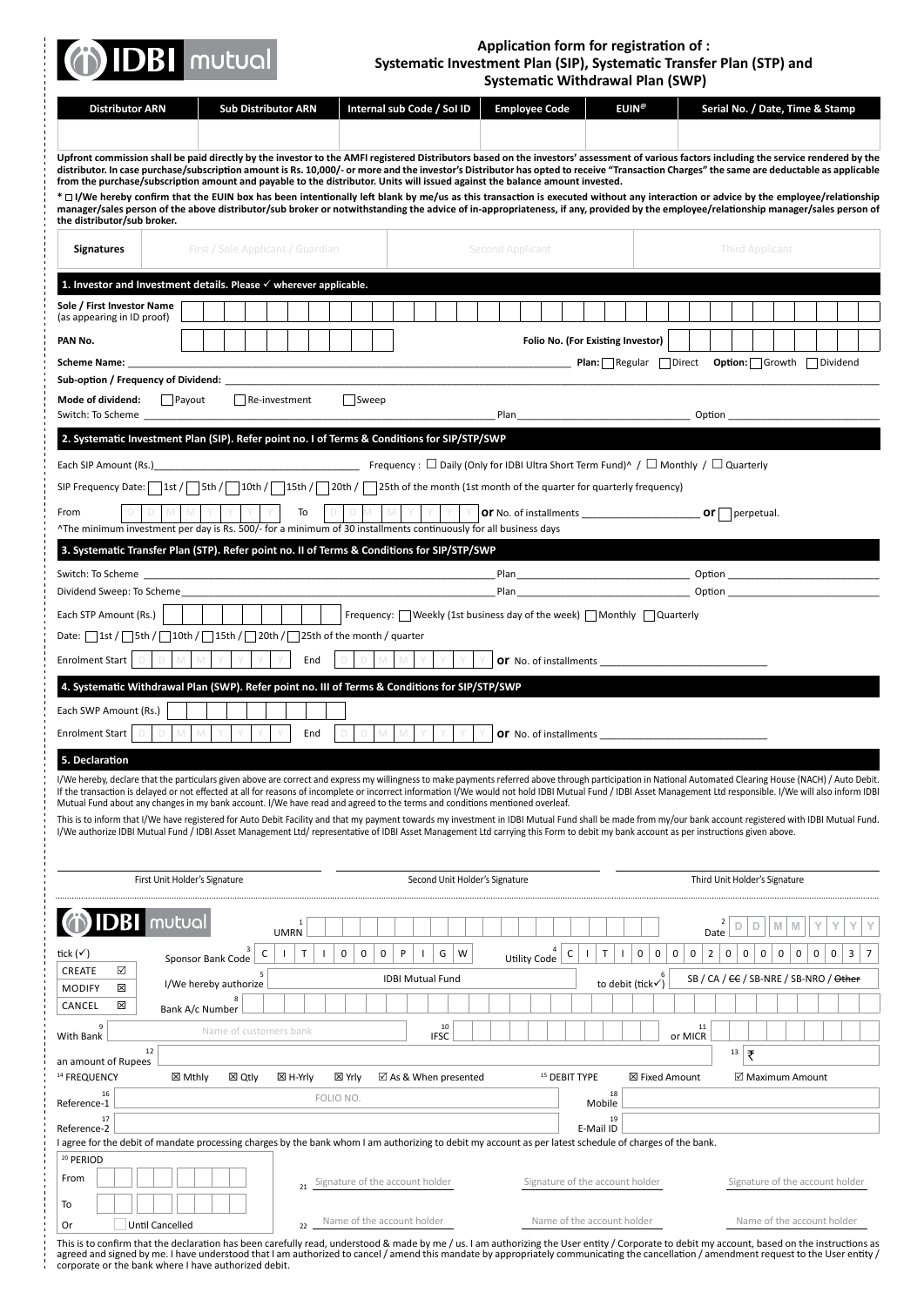IDBI mutual

# Application form for registration of : Systematic Investment Plan (SIP), Systematic Transfer Plan (STP) and Systematic Withdrawal Plan (SWP)

| Distributor ARN | Sub Distributor ARN | Internal sub Code / SoI ID | Employee Code | EUIN[@] | Serial No. / Date, Time & Stamp |
|---|---|---|---|---|---|
| | | | | | |

**Upfront commission shall be paid directly by the investor to the AMFI registered Distributors based on the investors' assessment of various factors including the service rendered by the distributor. In case purchase/subscription amount is Rs. 10,000/- or more and the investor's Distributor has opted to receive "Transaction Charges" the same are deductable as applicable from the purchase/subscription amount and payable to the distributor. Units will issued against the balance amount invested.**

**\* ☐ I/We hereby confirm that the EUIN box has been intentionally left blank by me/us as this transaction is executed without any interaction or advice by the employee/relationship manager/sales person of the above distributor/sub broker or notwithstanding the advice of in-appropriateness, if any, provided by the employee/relationship manager/sales person of the distributor/sub broker.**

| Signatures | First / Sole Applicant / Guardian | Second Applicant | Third Applicant |
|---|---|---|---|
| | | | |

## 1. Investor and Investment details. Please ✓ wherever applicable.

**Sole / First Investor Name** (as appearing in ID proof) ____________________

**PAN No.** ____________ **Folio No. (For Existing Investor)** ____________

**Scheme Name:** ____________ **Plan:** ☐ Regular ☐ Direct **Option:** ☐ Growth ☐ Dividend

**Sub-option / Frequency of Dividend:** ____________

**Mode of dividend:** ☐ Payout ☐ Re-investment ☐ Sweep

Switch: To Scheme ____________ Plan ____________ Option ____________

## 2. Systematic Investment Plan (SIP). Refer point no. I of Terms & Conditions for SIP/STP/SWP

Each SIP Amount (Rs.) ____________ Frequency : ☐ Daily (Only for IDBI Ultra Short Term Fund)^ / ☐ Monthly / ☐ Quarterly

SIP Frequency Date: ☐ 1st / ☐ 5th / ☐ 10th / ☐ 15th / ☐ 20th / ☐ 25th of the month (1st month of the quarter for quarterly frequency)

From D D M M Y Y Y Y To D D M M Y Y Y Y **or** No. of installments ____________ **or** ☐ perpetual.

^The minimum investment per day is Rs. 500/- for a minimum of 30 installments continuously for all business days

## 3. Systematic Transfer Plan (STP). Refer point no. II of Terms & Conditions for SIP/STP/SWP

Switch: To Scheme ____________ Plan ____________ Option ____________

Dividend Sweep: To Scheme ____________ Plan ____________ Option ____________

Each STP Amount (Rs.) ____________ Frequency: ☐ Weekly (1st business day of the week) ☐ Monthly ☐ Quarterly

Date: ☐ 1st / ☐ 5th / ☐ 10th / ☐ 15th / ☐ 20th / ☐ 25th of the month / quarter

Enrolment Start D D M M Y Y Y Y End D D M M Y Y Y Y **or** No. of installments ____________

## 4. Systematic Withdrawal Plan (SWP). Refer point no. III of Terms & Conditions for SIP/STP/SWP

Each SWP Amount (Rs.) ____________

Enrolment Start D D M M Y Y Y Y End D D M M Y Y Y Y **or** No. of installments ____________

## 5. Declaration

I/We hereby, declare that the particulars given above are correct and express my willingness to make payments referred above through participation in National Automated Clearing House (NACH) / Auto Debit. If the transaction is delayed or not effected at all for reasons of incomplete or incorrect information I/We would not hold IDBI Mutual Fund / IDBI Asset Management Ltd responsible. I/We will also inform IDBI Mutual Fund about any changes in my bank account. I/We have read and agreed to the terms and conditions mentioned overleaf.

This is to inform that I/We have registered for Auto Debit Facility and that my payment towards my investment in IDBI Mutual Fund shall be made from my/our bank account registered with IDBI Mutual Fund. I/We authorize IDBI Mutual Fund / IDBI Asset Management Ltd/ representative of IDBI Asset Management Ltd carrying this Form to debit my bank account as per instructions given above.

| First Unit Holder's Signature | Second Unit Holder's Signature | Third Unit Holder's Signature |
|---|---|---|
| | | |

---

IDBI mutual

[1] UMRN ____________ [2] Date D D M M Y Y Y Y

tick (✓)

- CREATE ☑
- MODIFY ☒
- CANCEL ☒

[3] Sponsor Bank Code: C I T I 0 0 0 P I G W [4] Utility Code: C I T I 0 0 0 0 2 0 0 0 0 0 0 0 0 3 7

[5] I/We hereby authorize: IDBI Mutual Fund [6] to debit (tick✓): SB / CA / ~~CC~~ / SB-NRE / SB-NRO / ~~Other~~

[8] Bank A/c Number ____________

[9] With Bank: Name of customers bank [10] IFSC ____________ [11] or MICR ____________

[12] an amount of Rupees ____________ [13] ₹ ____________

[14] FREQUENCY: ☒ Mthly ☒ Qtly ☒ H-Yrly ☒ Yrly ☑ As & When presented [15] DEBIT TYPE: ☒ Fixed Amount ☑ Maximum Amount

[16] Reference-1: FOLIO NO. [18] Mobile ____________

[17] Reference-2 ____________ [19] E-Mail ID ____________

I agree for the debit of mandate processing charges by the bank whom I am authorizing to debit my account as per latest schedule of charges of the bank.

[20] PERIOD

From ____________

To ____________

Or ☐ Until Cancelled

| | | | |
|---|---|---|---|
| [21] | Signature of the account holder | Signature of the account holder | Signature of the account holder |
| [22] | Name of the account holder | Name of the account holder | Name of the account holder |

This is to confirm that the declaration has been carefully read, understood & made by me / us. I am authorizing the User entity / Corporate to debit my account, based on the instructions as agreed and signed by me. I have understood that I am authorized to cancel / amend this mandate by appropriately communicating the cancellation / amendment request to the User entity / corporate or the bank where I have authorized debit.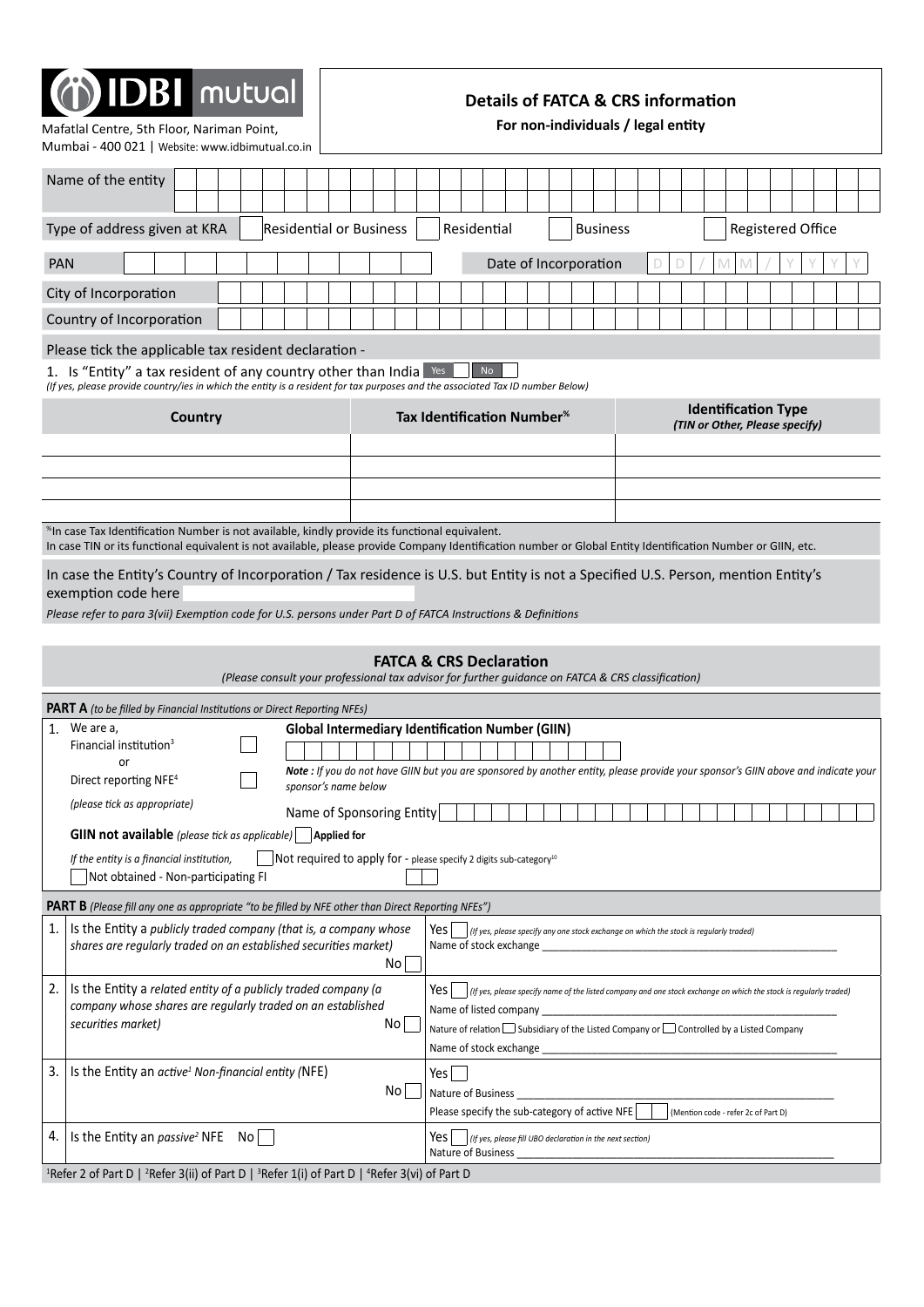**IDBI mutual**

Mafatlal Centre, 5th Floor, Nariman Point,
Mumbai - 400 021 | Website: www.idbimutual.co.in

## Details of FATCA & CRS information

**For non-individuals / legal entity**

Name of the entity

Type of address given at KRA ☐ Residential or Business ☐ Residential ☐ Business ☐ Registered Office

PAN | Date of Incorporation D D / M M / Y Y Y Y

City of Incorporation

Country of Incorporation

Please tick the applicable tax resident declaration -

1. Is "Entity" a tax resident of any country other than India Yes ☐ No ☐
*(If yes, please provide country/ies in which the entity is a resident for tax purposes and the associated Tax ID number Below)*

| Country | Tax Identification Number[%] | Identification Type *(TIN or Other, Please specify)* |
|---|---|---|
| | | |
| | | |
| | | |
| | | |

[%]In case Tax Identification Number is not available, kindly provide its functional equivalent.
In case TIN or its functional equivalent is not available, please provide Company Identification number or Global Entity Identification Number or GIIN, etc.

In case the Entity's Country of Incorporation / Tax residence is U.S. but Entity is not a Specified U.S. Person, mention Entity's exemption code here

*Please refer to para 3(vii) Exemption code for U.S. persons under Part D of FATCA Instructions & Definitions*

## FATCA & CRS Declaration

*(Please consult your professional tax advisor for further guidance on FATCA & CRS classification)*

**PART A** *(to be filled by Financial Institutions or Direct Reporting NFEs)*

1. We are a,
   Financial institution[3] ☐
   or
   Direct reporting NFE[4] ☐
   *(please tick as appropriate)*

**Global Intermediary Identification Number (GIIN)**

***Note :** If you do not have GIIN but you are sponsored by another entity, please provide your sponsor's GIIN above and indicate your sponsor's name below*

Name of Sponsoring Entity

**GIIN not available** *(please tick as applicable)* ☐ **Applied for**

*If the entity is a financial institution,* ☐ Not required to apply for - please specify 2 digits sub-category[10]

☐ Not obtained - Non-participating FI

**PART B** *(Please fill any one as appropriate "to be filled by NFE other than Direct Reporting NFEs")*

| | | |
|---|---|---|
| 1. | Is the Entity a *publicly traded company (that is, a company whose shares are regularly traded on an established securities market)* No ☐ | Yes ☐ *(If yes, please specify any one stock exchange on which the stock is regularly traded)* Name of stock exchange ____________ |
| 2. | Is the Entity a *related entity of a publicly traded company (a company whose shares are regularly traded on an established securities market)* No ☐ | Yes ☐ *(If yes, please specify name of the listed company and one stock exchange on which the stock is regularly traded)* Name of listed company ____________ Nature of relation ☐ Subsidiary of the Listed Company or ☐ Controlled by a Listed Company Name of stock exchange ____________ |
| 3. | Is the Entity an *active[1] Non-financial entity (*NFE) No ☐ | Yes ☐ Nature of Business ____________ Please specify the sub-category of active NFE ☐ (Mention code - refer 2c of Part D) |
| 4. | Is the Entity an *passive[2]* NFE No ☐ | Yes ☐ *(If yes, please fill UBO declaration in the next section)* Nature of Business ____________ |

[1]Refer 2 of Part D | [2]Refer 3(ii) of Part D | [3]Refer 1(i) of Part D | [4]Refer 3(vi) of Part D